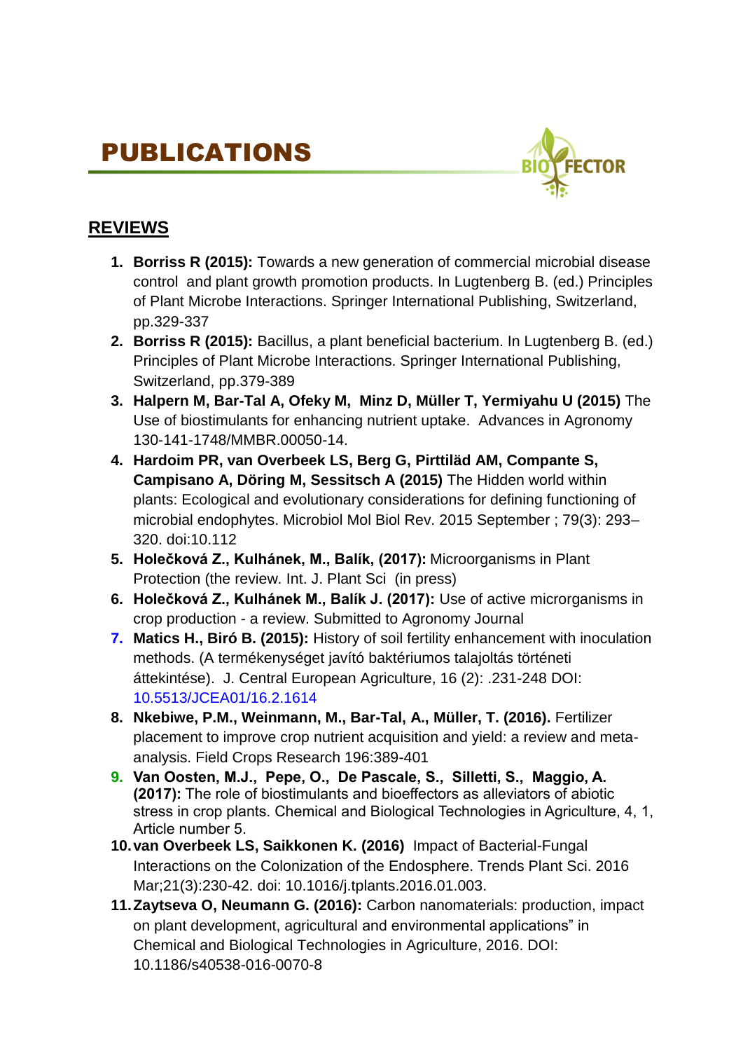# PUBLICATIONS

## REVIEWS

1. **Borriss R (2015):** Towards a new generation of commercial microbial disease control and plant growth promotion products. In Lugtenberg B. (ed.) Principles of Plant Microbe Interactions. Springer International Publishing, Switzerland, pp.329-337
2. **Borriss R (2015):** Bacillus, a plant beneficial bacterium. In Lugtenberg B. (ed.) Principles of Plant Microbe Interactions. Springer International Publishing, Switzerland, pp.379-389
3. **Halpern M, Bar-Tal A, Ofeky M, Minz D, Müller T, Yermiyahu U (2015)** The Use of biostimulants for enhancing nutrient uptake. Advances in Agronomy 130-141-1748/MMBR.00050-14.
4. **Hardoim PR, van Overbeek LS, Berg G, Pirttiläd AM, Compante S, Campisano A, Döring M, Sessitsch A (2015)** The Hidden world within plants: Ecological and evolutionary considerations for defining functioning of microbial endophytes. Microbiol Mol Biol Rev. 2015 September ; 79(3): 293–320. doi:10.112
5. **Holečková Z., Kulhánek, M., Balík, (2017):** Microorganisms in Plant Protection (the review. Int. J. Plant Sci (in press)
6. **Holečková Z., Kulhánek M., Balík J. (2017):** Use of active microrganisms in crop production - a review. Submitted to Agronomy Journal
7. **Matics H., Biró B. (2015):** History of soil fertility enhancement with inoculation methods. (A termékenységet javító baktériumos talajoltás történeti áttekintése). J. Central European Agriculture, 16 (2): .231-248 DOI: 10.5513/JCEA01/16.2.1614
8. **Nkebiwe, P.M., Weinmann, M., Bar-Tal, A., Müller, T. (2016).** Fertilizer placement to improve crop nutrient acquisition and yield: a review and meta-analysis. Field Crops Research 196:389-401
9. **Van Oosten, M.J., Pepe, O., De Pascale, S., Silletti, S., Maggio, A. (2017):** The role of biostimulants and bioeffectors as alleviators of abiotic stress in crop plants. Chemical and Biological Technologies in Agriculture, 4, 1, Article number 5.
10. **van Overbeek LS, Saikkonen K. (2016)** Impact of Bacterial-Fungal Interactions on the Colonization of the Endosphere. Trends Plant Sci. 2016 Mar;21(3):230-42. doi: 10.1016/j.tplants.2016.01.003.
11. **Zaytseva O, Neumann G. (2016):** Carbon nanomaterials: production, impact on plant development, agricultural and environmental applications" in Chemical and Biological Technologies in Agriculture, 2016. DOI: 10.1186/s40538-016-0070-8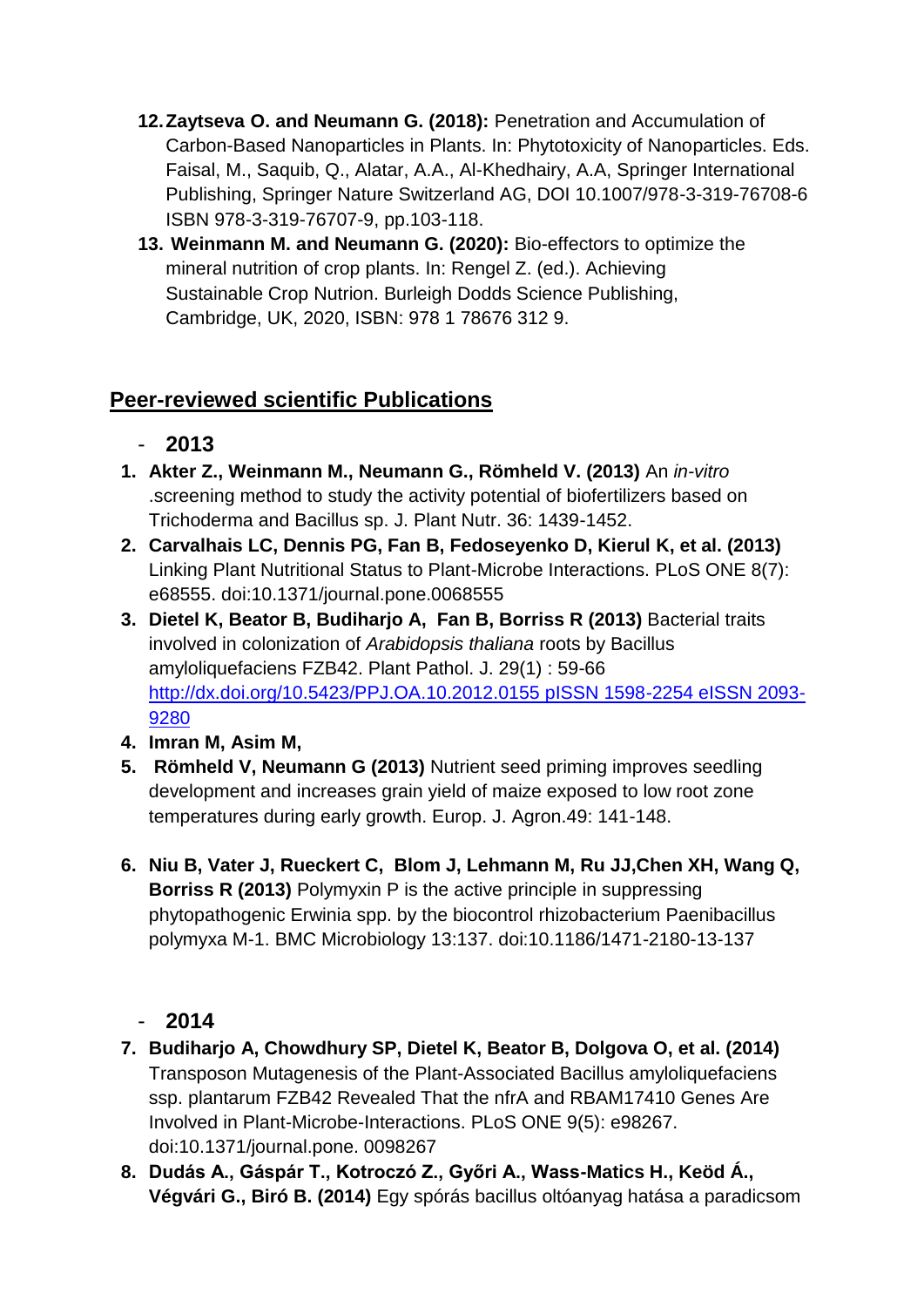12. **Zaytseva O. and Neumann G. (2018):** Penetration and Accumulation of Carbon-Based Nanoparticles in Plants. In: Phytotoxicity of Nanoparticles. Eds. Faisal, M., Saquib, Q., Alatar, A.A., Al-Khedhairy, A.A, Springer International Publishing, Springer Nature Switzerland AG, DOI 10.1007/978-3-319-76708-6 ISBN 978-3-319-76707-9, pp.103-118.
13. **Weinmann M. and Neumann G. (2020):** Bio-effectors to optimize the mineral nutrition of crop plants. In: Rengel Z. (ed.). Achieving Sustainable Crop Nutrion. Burleigh Dodds Science Publishing, Cambridge, UK, 2020, ISBN: 978 1 78676 312 9.

## Peer-reviewed scientific Publications

- **2013**

1. **Akter Z., Weinmann M., Neumann G., Römheld V. (2013)** An *in-vitro* .screening method to study the activity potential of biofertilizers based on Trichoderma and Bacillus sp. J. Plant Nutr. 36: 1439-1452.
2. **Carvalhais LC, Dennis PG, Fan B, Fedoseyenko D, Kierul K, et al. (2013)** Linking Plant Nutritional Status to Plant-Microbe Interactions. PLoS ONE 8(7): e68555. doi:10.1371/journal.pone.0068555
3. **Dietel K, Beator B, Budiharjo A, Fan B, Borriss R (2013)** Bacterial traits involved in colonization of *Arabidopsis thaliana* roots by Bacillus amyloliquefaciens FZB42. Plant Pathol. J. 29(1) : 59-66 http://dx.doi.org/10.5423/PPJ.OA.10.2012.0155 pISSN 1598-2254 eISSN 2093-9280
4. **Imran M, Asim M,**
5. **Römheld V, Neumann G (2013)** Nutrient seed priming improves seedling development and increases grain yield of maize exposed to low root zone temperatures during early growth. Europ. J. Agron.49: 141-148.
6. **Niu B, Vater J, Rueckert C, Blom J, Lehmann M, Ru JJ,Chen XH, Wang Q, Borriss R (2013)** Polymyxin P is the active principle in suppressing phytopathogenic Erwinia spp. by the biocontrol rhizobacterium Paenibacillus polymyxa M-1. BMC Microbiology 13:137. doi:10.1186/1471-2180-13-137

- **2014**

7. **Budiharjo A, Chowdhury SP, Dietel K, Beator B, Dolgova O, et al. (2014)** Transposon Mutagenesis of the Plant-Associated Bacillus amyloliquefaciens ssp. plantarum FZB42 Revealed That the nfrA and RBAM17410 Genes Are Involved in Plant-Microbe-Interactions. PLoS ONE 9(5): e98267. doi:10.1371/journal.pone. 0098267
8. **Dudás A., Gáspár T., Kotroczó Z., Győri A., Wass-Matics H., Keöd Á., Végvári G., Biró B. (2014)** Egy spórás bacillus oltóanyag hatása a paradicsom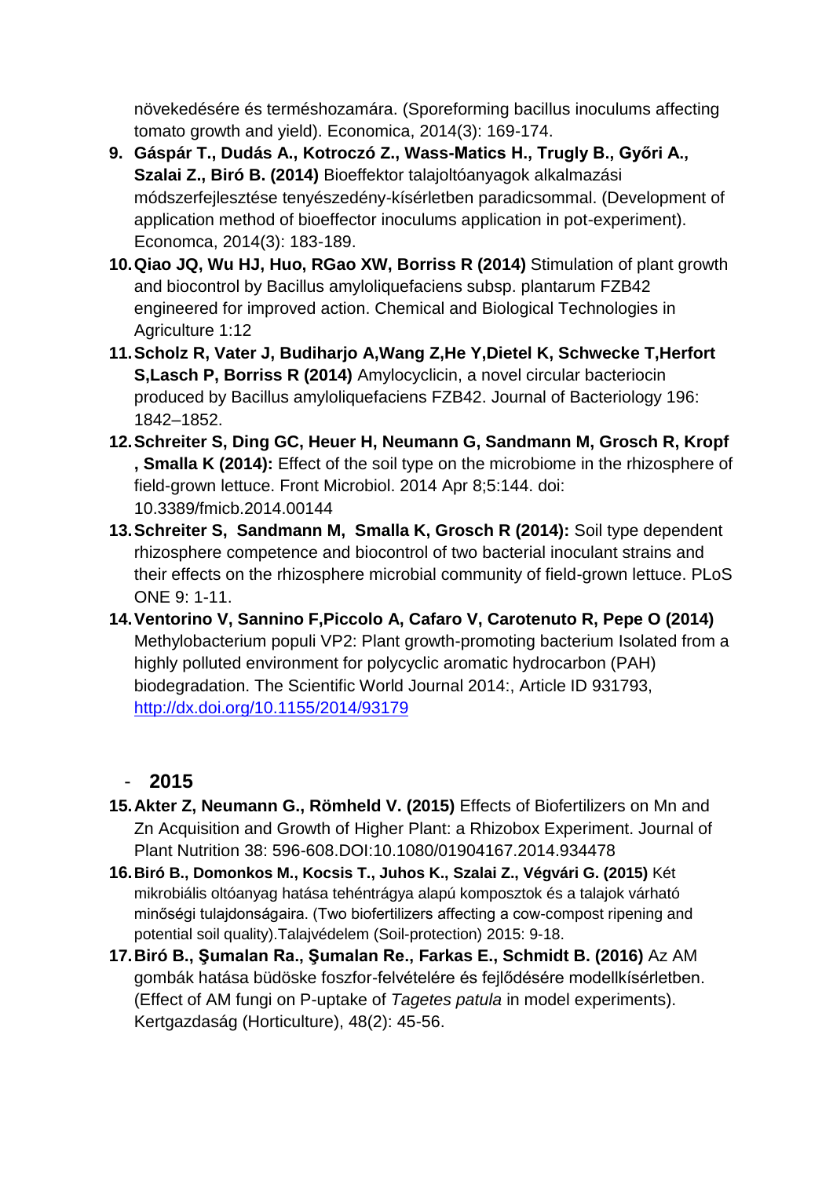növekedésére és terméshozamára. (Sporeforming bacillus inoculums affecting tomato growth and yield). Economica, 2014(3): 169-174.

9. **Gáspár T., Dudás A., Kotroczó Z., Wass-Matics H., Trugly B., Győri A., Szalai Z., Biró B. (2014)** Bioeffektor talajoltóanyagok alkalmazási módszerfejlesztése tenyészedény-kísérletben paradicsommal. (Development of application method of bioeffector inoculums application in pot-experiment). Economca, 2014(3): 183-189.
10. **Qiao JQ, Wu HJ, Huo, RGao XW, Borriss R (2014)** Stimulation of plant growth and biocontrol by Bacillus amyloliquefaciens subsp. plantarum FZB42 engineered for improved action. Chemical and Biological Technologies in Agriculture 1:12
11. **Scholz R, Vater J, Budiharjo A,Wang Z,He Y,Dietel K, Schwecke T,Herfort S,Lasch P, Borriss R (2014)** Amylocyclicin, a novel circular bacteriocin produced by Bacillus amyloliquefaciens FZB42. Journal of Bacteriology 196: 1842–1852.
12. **Schreiter S, Ding GC, Heuer H, Neumann G, Sandmann M, Grosch R, Kropf , Smalla K (2014):** Effect of the soil type on the microbiome in the rhizosphere of field-grown lettuce. Front Microbiol. 2014 Apr 8;5:144. doi: 10.3389/fmicb.2014.00144
13. **Schreiter S, Sandmann M, Smalla K, Grosch R (2014):** Soil type dependent rhizosphere competence and biocontrol of two bacterial inoculant strains and their effects on the rhizosphere microbial community of field-grown lettuce. PLoS ONE 9: 1-11.
14. **Ventorino V, Sannino F,Piccolo A, Cafaro V, Carotenuto R, Pepe O (2014)** Methylobacterium populi VP2: Plant growth-promoting bacterium Isolated from a highly polluted environment for polycyclic aromatic hydrocarbon (PAH) biodegradation. The Scientific World Journal 2014:, Article ID 931793, http://dx.doi.org/10.1155/2014/93179

- **2015**

15. **Akter Z, Neumann G., Römheld V. (2015)** Effects of Biofertilizers on Mn and Zn Acquisition and Growth of Higher Plant: a Rhizobox Experiment. Journal of Plant Nutrition 38: 596-608.DOI:10.1080/01904167.2014.934478
16. **Biró B., Domonkos M., Kocsis T., Juhos K., Szalai Z., Végvári G. (2015)** Két mikrobiális oltóanyag hatása tehéntrágya alapú komposztok és a talajok várható minőségi tulajdonságaira. (Two biofertilizers affecting a cow-compost ripening and potential soil quality).Talajvédelem (Soil-protection) 2015: 9-18.
17. **Biró B., Şumalan Ra., Şumalan Re., Farkas E., Schmidt B. (2016)** Az AM gombák hatása büdöske foszfor-felvételére és fejlődésére modellkísérletben. (Effect of AM fungi on P-uptake of *Tagetes patula* in model experiments). Kertgazdaság (Horticulture), 48(2): 45-56.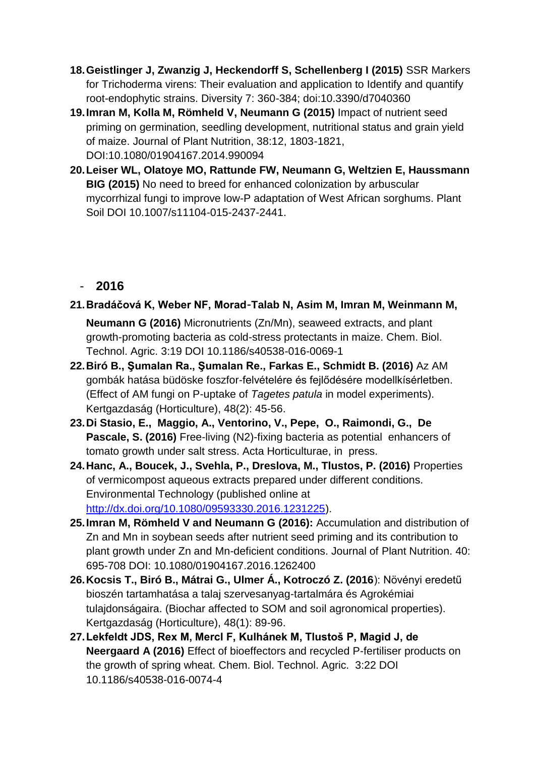18. **Geistlinger J, Zwanzig J, Heckendorff S, Schellenberg I (2015)** SSR Markers for Trichoderma virens: Their evaluation and application to Identify and quantify root-endophytic strains. Diversity 7: 360-384; doi:10.3390/d7040360
19. **Imran M, Kolla M, Römheld V, Neumann G (2015)** Impact of nutrient seed priming on germination, seedling development, nutritional status and grain yield of maize. Journal of Plant Nutrition, 38:12, 1803-1821, DOI:10.1080/01904167.2014.990094
20. **Leiser WL, Olatoye MO, Rattunde FW, Neumann G, Weltzien E, Haussmann BIG (2015)** No need to breed for enhanced colonization by arbuscular mycorrhizal fungi to improve low-P adaptation of West African sorghums. Plant Soil DOI 10.1007/s11104-015-2437-2441.

- **2016**

21. **Bradáčová K, Weber NF, Morad-Talab N, Asim M, Imran M, Weinmann M, Neumann G (2016)** Micronutrients (Zn/Mn), seaweed extracts, and plant growth-promoting bacteria as cold-stress protectants in maize. Chem. Biol. Technol. Agric. 3:19 DOI 10.1186/s40538-016-0069-1
22. **Biró B., Şumalan Ra., Şumalan Re., Farkas E., Schmidt B. (2016)** Az AM gombák hatása büdöske foszfor-felvételére és fejlődésére modellkísérletben. (Effect of AM fungi on P-uptake of *Tagetes patula* in model experiments). Kertgazdaság (Horticulture), 48(2): 45-56.
23. **Di Stasio, E., Maggio, A., Ventorino, V., Pepe, O., Raimondi, G., De Pascale, S. (2016)** Free-living (N2)-fixing bacteria as potential enhancers of tomato growth under salt stress. Acta Horticulturae, in press.
24. **Hanc, A., Boucek, J., Svehla, P., Dreslova, M., Tlustos, P. (2016)** Properties of vermicompost aqueous extracts prepared under different conditions. Environmental Technology (published online at http://dx.doi.org/10.1080/09593330.2016.1231225).
25. **Imran M, Römheld V and Neumann G (2016):** Accumulation and distribution of Zn and Mn in soybean seeds after nutrient seed priming and its contribution to plant growth under Zn and Mn-deficient conditions. Journal of Plant Nutrition. 40: 695-708 DOI: 10.1080/01904167.2016.1262400
26. **Kocsis T., Biró B., Mátrai G., Ulmer Á., Kotroczó Z. (2016**): Növényi eredetű bioszén tartamhatása a talaj szervesanyag-tartalmára és Agrokémiai tulajdonságaira. (Biochar affected to SOM and soil agronomical properties). Kertgazdaság (Horticulture), 48(1): 89-96.
27. **Lekfeldt JDS, Rex M, Mercl F, Kulhánek M, Tlustoš P, Magid J, de Neergaard A (2016)** Effect of bioeffectors and recycled P-fertiliser products on the growth of spring wheat. Chem. Biol. Technol. Agric. 3:22 DOI 10.1186/s40538-016-0074-4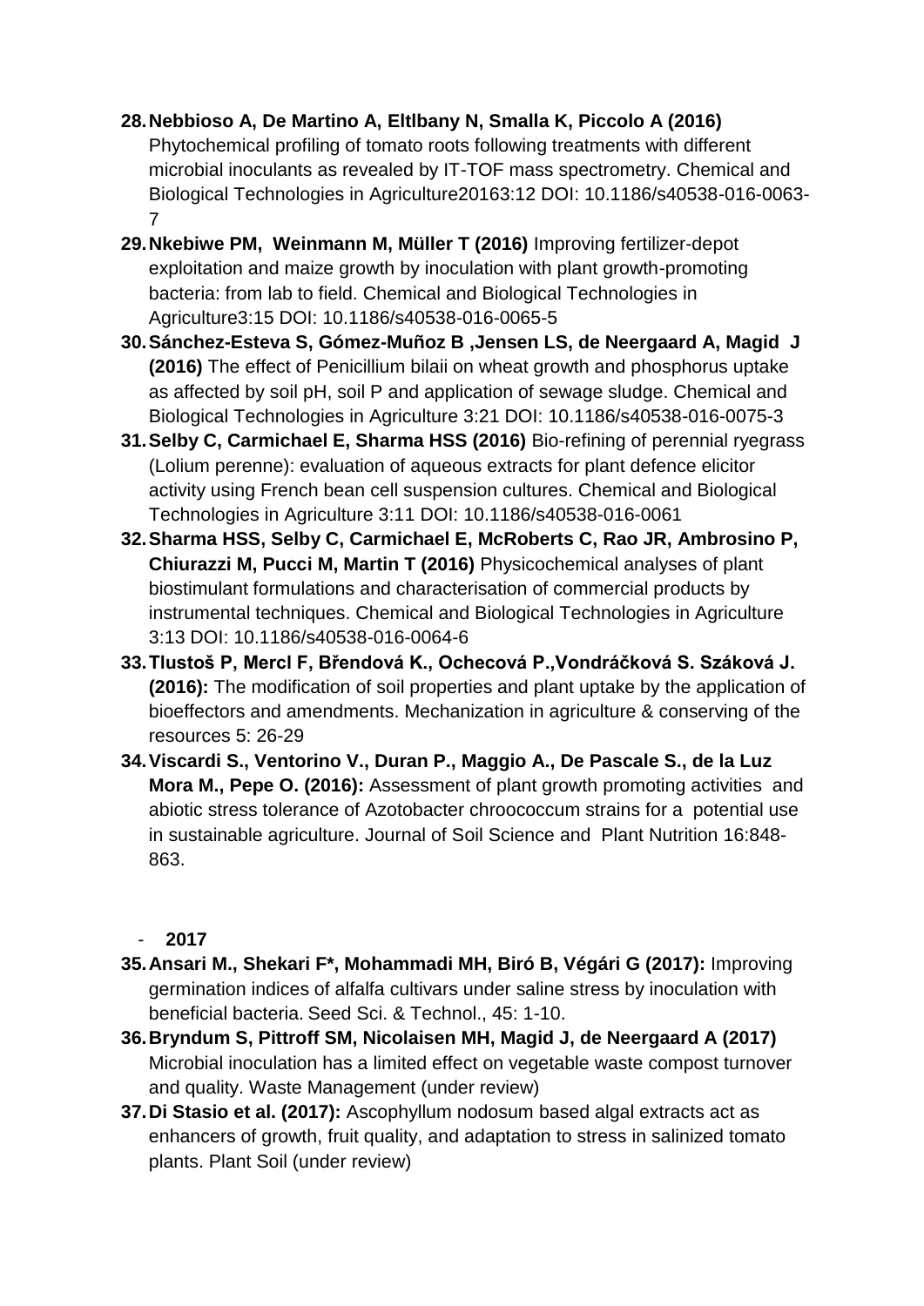28. **Nebbioso A, De Martino A, Eltlbany N, Smalla K, Piccolo A (2016)** Phytochemical profiling of tomato roots following treatments with different microbial inoculants as revealed by IT-TOF mass spectrometry. Chemical and Biological Technologies in Agriculture20163:12 DOI: 10.1186/s40538-016-0063-7
29. **Nkebiwe PM, Weinmann M, Müller T (2016)** Improving fertilizer-depot exploitation and maize growth by inoculation with plant growth-promoting bacteria: from lab to field. Chemical and Biological Technologies in Agriculture3:15 DOI: 10.1186/s40538-016-0065-5
30. **Sánchez-Esteva S, Gómez-Muñoz B ,Jensen LS, de Neergaard A, Magid J (2016)** The effect of Penicillium bilaii on wheat growth and phosphorus uptake as affected by soil pH, soil P and application of sewage sludge. Chemical and Biological Technologies in Agriculture 3:21 DOI: 10.1186/s40538-016-0075-3
31. **Selby C, Carmichael E, Sharma HSS (2016)** Bio-refining of perennial ryegrass (Lolium perenne): evaluation of aqueous extracts for plant defence elicitor activity using French bean cell suspension cultures. Chemical and Biological Technologies in Agriculture 3:11 DOI: 10.1186/s40538-016-0061
32. **Sharma HSS, Selby C, Carmichael E, McRoberts C, Rao JR, Ambrosino P, Chiurazzi M, Pucci M, Martin T (2016)** Physicochemical analyses of plant biostimulant formulations and characterisation of commercial products by instrumental techniques. Chemical and Biological Technologies in Agriculture 3:13 DOI: 10.1186/s40538-016-0064-6
33. **Tlustoš P, Mercl F, Břendová K., Ochecová P.,Vondráčková S. Száková J. (2016):** The modification of soil properties and plant uptake by the application of bioeffectors and amendments. Mechanization in agriculture & conserving of the resources 5: 26-29
34. **Viscardi S., Ventorino V., Duran P., Maggio A., De Pascale S., de la Luz Mora M., Pepe O. (2016):** Assessment of plant growth promoting activities and abiotic stress tolerance of Azotobacter chroococcum strains for a potential use in sustainable agriculture. Journal of Soil Science and Plant Nutrition 16:848-863.

- **2017**

35. **Ansari M., Shekari F*, Mohammadi MH, Biró B, Végári G (2017):** Improving germination indices of alfalfa cultivars under saline stress by inoculation with beneficial bacteria. Seed Sci. & Technol., 45: 1-10.
36. **Bryndum S, Pittroff SM, Nicolaisen MH, Magid J, de Neergaard A (2017)** Microbial inoculation has a limited effect on vegetable waste compost turnover and quality. Waste Management (under review)
37. **Di Stasio et al. (2017):** Ascophyllum nodosum based algal extracts act as enhancers of growth, fruit quality, and adaptation to stress in salinized tomato plants. Plant Soil (under review)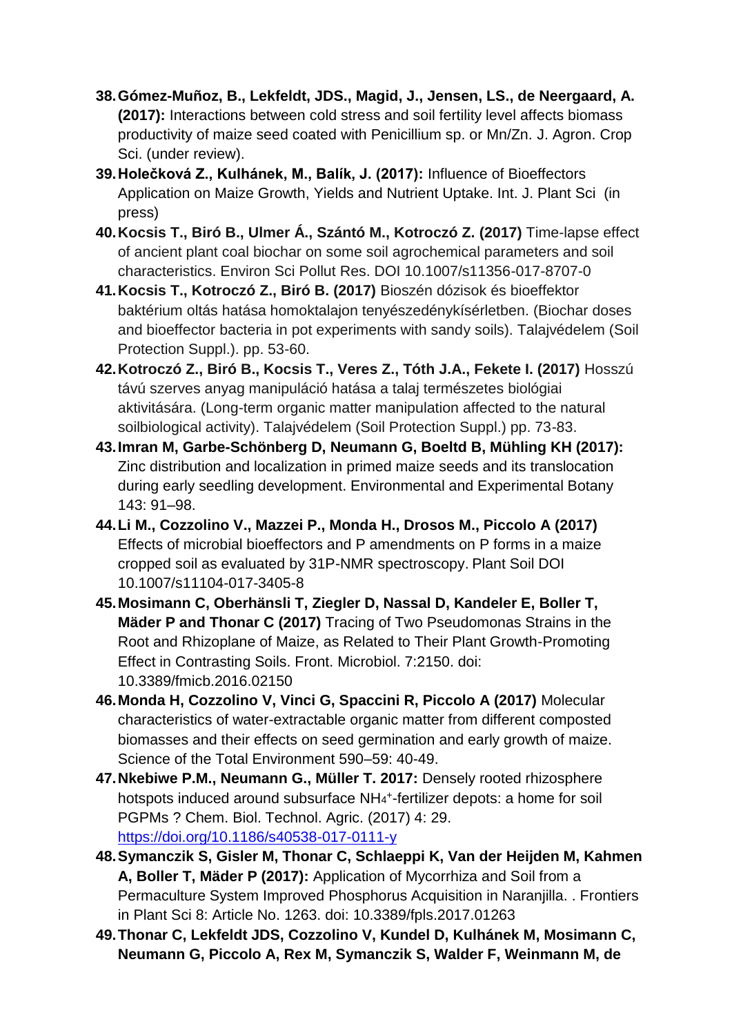38. **Gómez-Muñoz, B., Lekfeldt, JDS., Magid, J., Jensen, LS., de Neergaard, A. (2017):** Interactions between cold stress and soil fertility level affects biomass productivity of maize seed coated with Penicillium sp. or Mn/Zn. J. Agron. Crop Sci. (under review).
39. **Holečková Z., Kulhánek, M., Balík, J. (2017):** Influence of Bioeffectors Application on Maize Growth, Yields and Nutrient Uptake. Int. J. Plant Sci (in press)
40. **Kocsis T., Biró B., Ulmer Á., Szántó M., Kotroczó Z. (2017)** Time-lapse effect of ancient plant coal biochar on some soil agrochemical parameters and soil characteristics. Environ Sci Pollut Res. DOI 10.1007/s11356-017-8707-0
41. **Kocsis T., Kotroczó Z., Biró B. (2017)** Bioszén dózisok és bioeffektor baktérium oltás hatása homoktalajon tenyészedénykísérletben. (Biochar doses and bioeffector bacteria in pot experiments with sandy soils). Talajvédelem (Soil Protection Suppl.). pp. 53-60.
42. **Kotroczó Z., Biró B., Kocsis T., Veres Z., Tóth J.A., Fekete I. (2017)** Hosszú távú szerves anyag manipuláció hatása a talaj természetes biológiai aktivitására. (Long-term organic matter manipulation affected to the natural soilbiological activity). Talajvédelem (Soil Protection Suppl.) pp. 73-83.
43. **Imran M, Garbe-Schönberg D, Neumann G, Boeltd B, Mühling KH (2017):** Zinc distribution and localization in primed maize seeds and its translocation during early seedling development. Environmental and Experimental Botany 143: 91–98.
44. **Li M., Cozzolino V., Mazzei P., Monda H., Drosos M., Piccolo A (2017)** Effects of microbial bioeffectors and P amendments on P forms in a maize cropped soil as evaluated by 31P-NMR spectroscopy. Plant Soil DOI 10.1007/s11104-017-3405-8
45. **Mosimann C, Oberhänsli T, Ziegler D, Nassal D, Kandeler E, Boller T, Mäder P and Thonar C (2017)** Tracing of Two Pseudomonas Strains in the Root and Rhizoplane of Maize, as Related to Their Plant Growth-Promoting Effect in Contrasting Soils. Front. Microbiol. 7:2150. doi: 10.3389/fmicb.2016.02150
46. **Monda H, Cozzolino V, Vinci G, Spaccini R, Piccolo A (2017)** Molecular characteristics of water-extractable organic matter from different composted biomasses and their effects on seed germination and early growth of maize. Science of the Total Environment 590–59: 40-49.
47. **Nkebiwe P.M., Neumann G., Müller T. 2017:** Densely rooted rhizosphere hotspots induced around subsurface $NH_4^+$-fertilizer depots: a home for soil PGPMs ? Chem. Biol. Technol. Agric. (2017) 4: 29. [https://doi.org/10.1186/s40538-017-0111-y](https://doi.org/10.1186/s40538-017-0111-y)
48. **Symanczik S, Gisler M, Thonar C, Schlaeppi K, Van der Heijden M, Kahmen A, Boller T, Mäder P (2017):** Application of Mycorrhiza and Soil from a Permaculture System Improved Phosphorus Acquisition in Naranjilla. . Frontiers in Plant Sci 8: Article No. 1263. doi: 10.3389/fpls.2017.01263
49. **Thonar C, Lekfeldt JDS, Cozzolino V, Kundel D, Kulhánek M, Mosimann C, Neumann G, Piccolo A, Rex M, Symanczik S, Walder F, Weinmann M, de**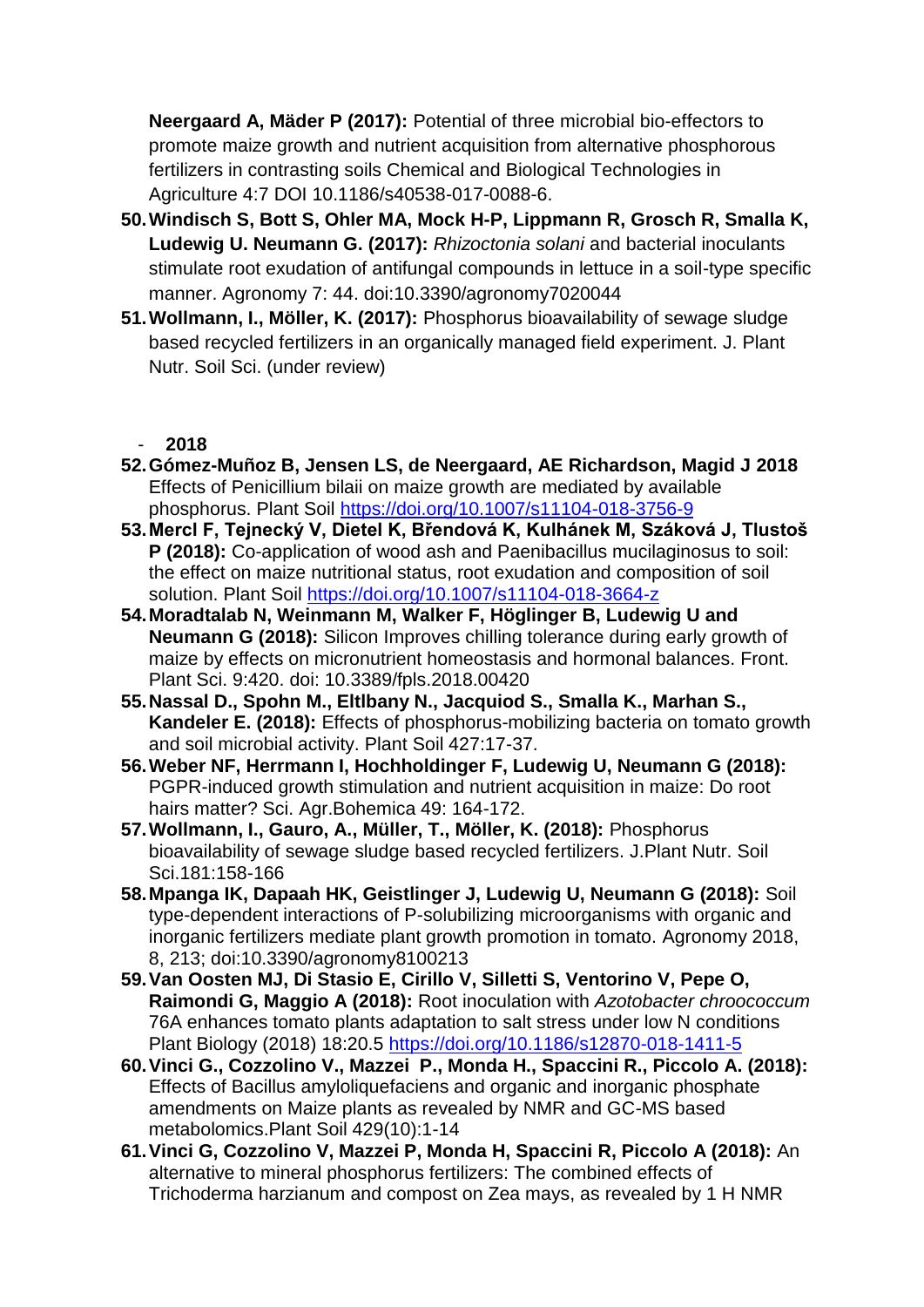**Neergaard A, Mäder P (2017):** Potential of three microbial bio-effectors to promote maize growth and nutrient acquisition from alternative phosphorous fertilizers in contrasting soils Chemical and Biological Technologies in Agriculture 4:7 DOI 10.1186/s40538-017-0088-6.

50. **Windisch S, Bott S, Ohler MA, Mock H-P, Lippmann R, Grosch R, Smalla K, Ludewig U. Neumann G. (2017):** *Rhizoctonia solani* and bacterial inoculants stimulate root exudation of antifungal compounds in lettuce in a soil-type specific manner. Agronomy 7: 44. doi:10.3390/agronomy7020044
51. **Wollmann, I., Möller, K. (2017):** Phosphorus bioavailability of sewage sludge based recycled fertilizers in an organically managed field experiment. J. Plant Nutr. Soil Sci. (under review)

- **2018**

52. **Gómez-Muñoz B, Jensen LS, de Neergaard, AE Richardson, Magid J 2018** Effects of Penicillium bilaii on maize growth are mediated by available phosphorus. Plant Soil https://doi.org/10.1007/s11104-018-3756-9
53. **Mercl F, Tejnecký V, Dietel K, Břendová K, Kulhánek M, Száková J, Tlustoš P (2018):** Co-application of wood ash and Paenibacillus mucilaginosus to soil: the effect on maize nutritional status, root exudation and composition of soil solution. Plant Soil https://doi.org/10.1007/s11104-018-3664-z
54. **Moradtalab N, Weinmann M, Walker F, Höglinger B, Ludewig U and Neumann G (2018):** Silicon Improves chilling tolerance during early growth of maize by effects on micronutrient homeostasis and hormonal balances. Front. Plant Sci. 9:420. doi: 10.3389/fpls.2018.00420
55. **Nassal D., Spohn M., Eltlbany N., Jacquiod S., Smalla K., Marhan S., Kandeler E. (2018):** Effects of phosphorus-mobilizing bacteria on tomato growth and soil microbial activity. Plant Soil 427:17-37.
56. **Weber NF, Herrmann I, Hochholdinger F, Ludewig U, Neumann G (2018):** PGPR-induced growth stimulation and nutrient acquisition in maize: Do root hairs matter? Sci. Agr.Bohemica 49: 164-172.
57. **Wollmann, I., Gauro, A., Müller, T., Möller, K. (2018):** Phosphorus bioavailability of sewage sludge based recycled fertilizers. J.Plant Nutr. Soil Sci.181:158-166
58. **Mpanga IK, Dapaah HK, Geistlinger J, Ludewig U, Neumann G (2018):** Soil type-dependent interactions of P-solubilizing microorganisms with organic and inorganic fertilizers mediate plant growth promotion in tomato. Agronomy 2018, 8, 213; doi:10.3390/agronomy8100213
59. **Van Oosten MJ, Di Stasio E, Cirillo V, Silletti S, Ventorino V, Pepe O, Raimondi G, Maggio A (2018):** Root inoculation with *Azotobacter chroococcum* 76A enhances tomato plants adaptation to salt stress under low N conditions Plant Biology (2018) 18:20.5 https://doi.org/10.1186/s12870-018-1411-5
60. **Vinci G., Cozzolino V., Mazzei P., Monda H., Spaccini R., Piccolo A. (2018):** Effects of Bacillus amyloliquefaciens and organic and inorganic phosphate amendments on Maize plants as revealed by NMR and GC-MS based metabolomics.Plant Soil 429(10):1-14
61. **Vinci G, Cozzolino V, Mazzei P, Monda H, Spaccini R, Piccolo A (2018):** An alternative to mineral phosphorus fertilizers: The combined effects of Trichoderma harzianum and compost on Zea mays, as revealed by 1 H NMR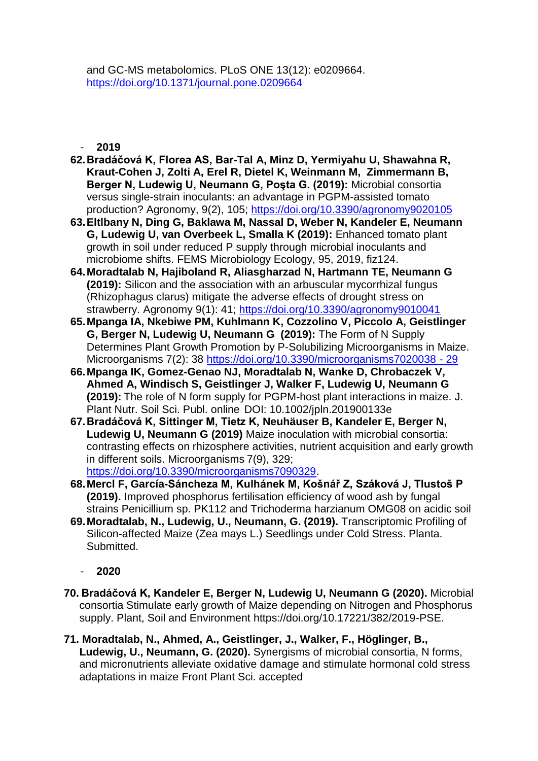and GC-MS metabolomics. PLoS ONE 13(12): e0209664. https://doi.org/10.1371/journal.pone.0209664

- **2019**

62. **Bradáčová K, Florea AS, Bar-Tal A, Minz D, Yermiyahu U, Shawahna R, Kraut-Cohen J, Zolti A, Erel R, Dietel K, Weinmann M, Zimmermann B, Berger N, Ludewig U, Neumann G, Poşta G. (2019):** Microbial consortia versus single-strain inoculants: an advantage in PGPM-assisted tomato production? Agronomy, 9(2), 105; https://doi.org/10.3390/agronomy9020105
63. **Eltlbany N, Ding G, Baklawa M, Nassal D, Weber N, Kandeler E, Neumann G, Ludewig U, van Overbeek L, Smalla K (2019):** Enhanced tomato plant growth in soil under reduced P supply through microbial inoculants and microbiome shifts. FEMS Microbiology Ecology, 95, 2019, fiz124.
64. **Moradtalab N, Hajiboland R, Aliasgharzad N, Hartmann TE, Neumann G (2019):** Silicon and the association with an arbuscular mycorrhizal fungus (Rhizophagus clarus) mitigate the adverse effects of drought stress on strawberry. Agronomy 9(1): 41; https://doi.org/10.3390/agronomy9010041
65. **Mpanga IA, Nkebiwe PM, Kuhlmann K, Cozzolino V, Piccolo A, Geistlinger G, Berger N, Ludewig U, Neumann G (2019):** The Form of N Supply Determines Plant Growth Promotion by P-Solubilizing Microorganisms in Maize. Microorganisms 7(2): 38 https://doi.org/10.3390/microorganisms7020038 - 29
66. **Mpanga IK, Gomez-Genao NJ, Moradtalab N, Wanke D, Chrobaczek V, Ahmed A, Windisch S, Geistlinger J, Walker F, Ludewig U, Neumann G (2019):** The role of N form supply for PGPM-host plant interactions in maize. J. Plant Nutr. Soil Sci. Publ. online DOI: 10.1002/jpln.201900133e
67. **Bradáčová K, Sittinger M, Tietz K, Neuhäuser B, Kandeler E, Berger N, Ludewig U, Neumann G (2019)** Maize inoculation with microbial consortia: contrasting effects on rhizosphere activities, nutrient acquisition and early growth in different soils. Microorganisms 7(9), 329; https://doi.org/10.3390/microorganisms7090329.
68. **Mercl F, García-Sáncheza M, Kulhánek M, Košnář Z, Száková J, Tlustoš P (2019).** Improved phosphorus fertilisation efficiency of wood ash by fungal strains Penicillium sp. PK112 and Trichoderma harzianum OMG08 on acidic soil
69. **Moradtalab, N., Ludewig, U., Neumann, G. (2019).** Transcriptomic Profiling of Silicon-affected Maize (Zea mays L.) Seedlings under Cold Stress. Planta. Submitted.

- **2020**

70. **Bradáčová K, Kandeler E, Berger N, Ludewig U, Neumann G (2020).** Microbial consortia Stimulate early growth of Maize depending on Nitrogen and Phosphorus supply. Plant, Soil and Environment https://doi.org/10.17221/382/2019-PSE.
71. **Moradtalab, N., Ahmed, A., Geistlinger, J., Walker, F., Höglinger, B., Ludewig, U., Neumann, G. (2020).** Synergisms of microbial consortia, N forms, and micronutrients alleviate oxidative damage and stimulate hormonal cold stress adaptations in maize Front Plant Sci. accepted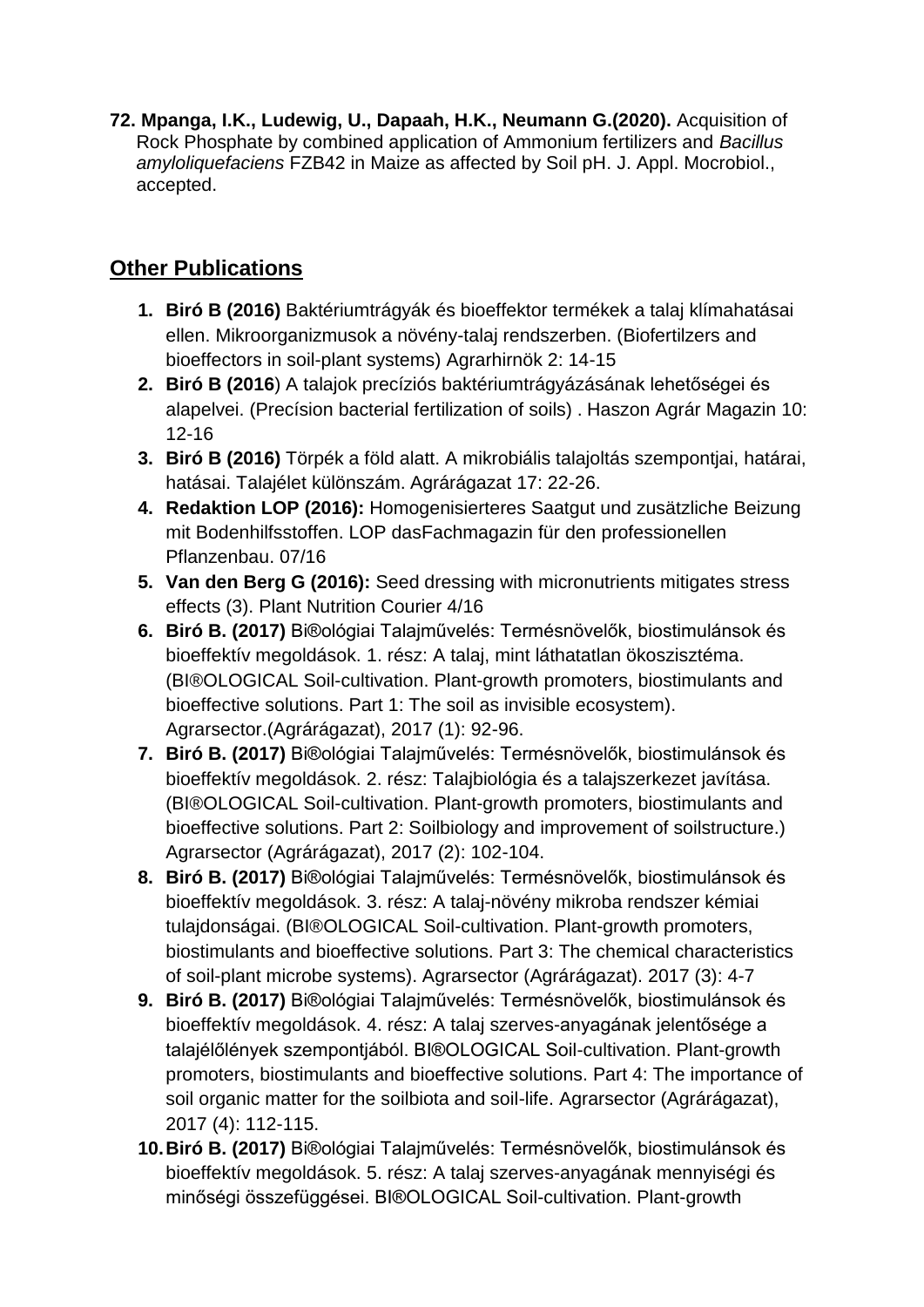72. **Mpanga, I.K., Ludewig, U., Dapaah, H.K., Neumann G.(2020).** Acquisition of Rock Phosphate by combined application of Ammonium fertilizers and *Bacillus amyloliquefaciens* FZB42 in Maize as affected by Soil pH. J. Appl. Mocrobiol., accepted.

## Other Publications

1. **Biró B (2016)** Baktériumtrágyák és bioeffektor termékek a talaj klímahatásai ellen. Mikroorganizmusok a növény-talaj rendszerben. (Biofertilzers and bioeffectors in soil-plant systems) Agrarhirnök 2: 14-15
2. **Biró B (2016**) A talajok precíziós baktériumtrágyázásának lehetőségei és alapelvei. (Precísion bacterial fertilization of soils) . Haszon Agrár Magazin 10: 12-16
3. **Biró B (2016)** Törpék a föld alatt. A mikrobiális talajoltás szempontjai, határai, hatásai. Talajélet különszám. Agrárágazat 17: 22-26.
4. **Redaktion LOP (2016):** Homogenisierteres Saatgut und zusätzliche Beizung mit Bodenhilfsstoffen. LOP dasFachmagazin für den professionellen Pflanzenbau. 07/16
5. **Van den Berg G (2016):** Seed dressing with micronutrients mitigates stress effects (3). Plant Nutrition Courier 4/16
6. **Biró B. (2017)** Bi®ológiai Talajművelés: Termésnövelők, biostimulánsok és bioeffektív megoldások. 1. rész: A talaj, mint láthatatlan ökoszisztéma. (BI®OLOGICAL Soil-cultivation. Plant-growth promoters, biostimulants and bioeffective solutions. Part 1: The soil as invisible ecosystem). Agrarsector.(Agrárágazat), 2017 (1): 92-96.
7. **Biró B. (2017)** Bi®ológiai Talajművelés: Termésnövelők, biostimulánsok és bioeffektív megoldások. 2. rész: Talajbiológia és a talajszerkezet javítása. (BI®OLOGICAL Soil-cultivation. Plant-growth promoters, biostimulants and bioeffective solutions. Part 2: Soilbiology and improvement of soilstructure.) Agrarsector (Agrárágazat), 2017 (2): 102-104.
8. **Biró B. (2017)** Bi®ológiai Talajművelés: Termésnövelők, biostimulánsok és bioeffektív megoldások. 3. rész: A talaj-növény mikroba rendszer kémiai tulajdonságai. (BI®OLOGICAL Soil-cultivation. Plant-growth promoters, biostimulants and bioeffective solutions. Part 3: The chemical characteristics of soil-plant microbe systems). Agrarsector (Agrárágazat). 2017 (3): 4-7
9. **Biró B. (2017)** Bi®ológiai Talajművelés: Termésnövelők, biostimulánsok és bioeffektív megoldások. 4. rész: A talaj szerves-anyagának jelentősége a talajélőlények szempontjából. BI®OLOGICAL Soil-cultivation. Plant-growth promoters, biostimulants and bioeffective solutions. Part 4: The importance of soil organic matter for the soilbiota and soil-life. Agrarsector (Agrárágazat), 2017 (4): 112-115.
10. **Biró B. (2017)** Bi®ológiai Talajművelés: Termésnövelők, biostimulánsok és bioeffektív megoldások. 5. rész: A talaj szerves-anyagának mennyiségi és minőségi összefüggései. BI®OLOGICAL Soil-cultivation. Plant-growth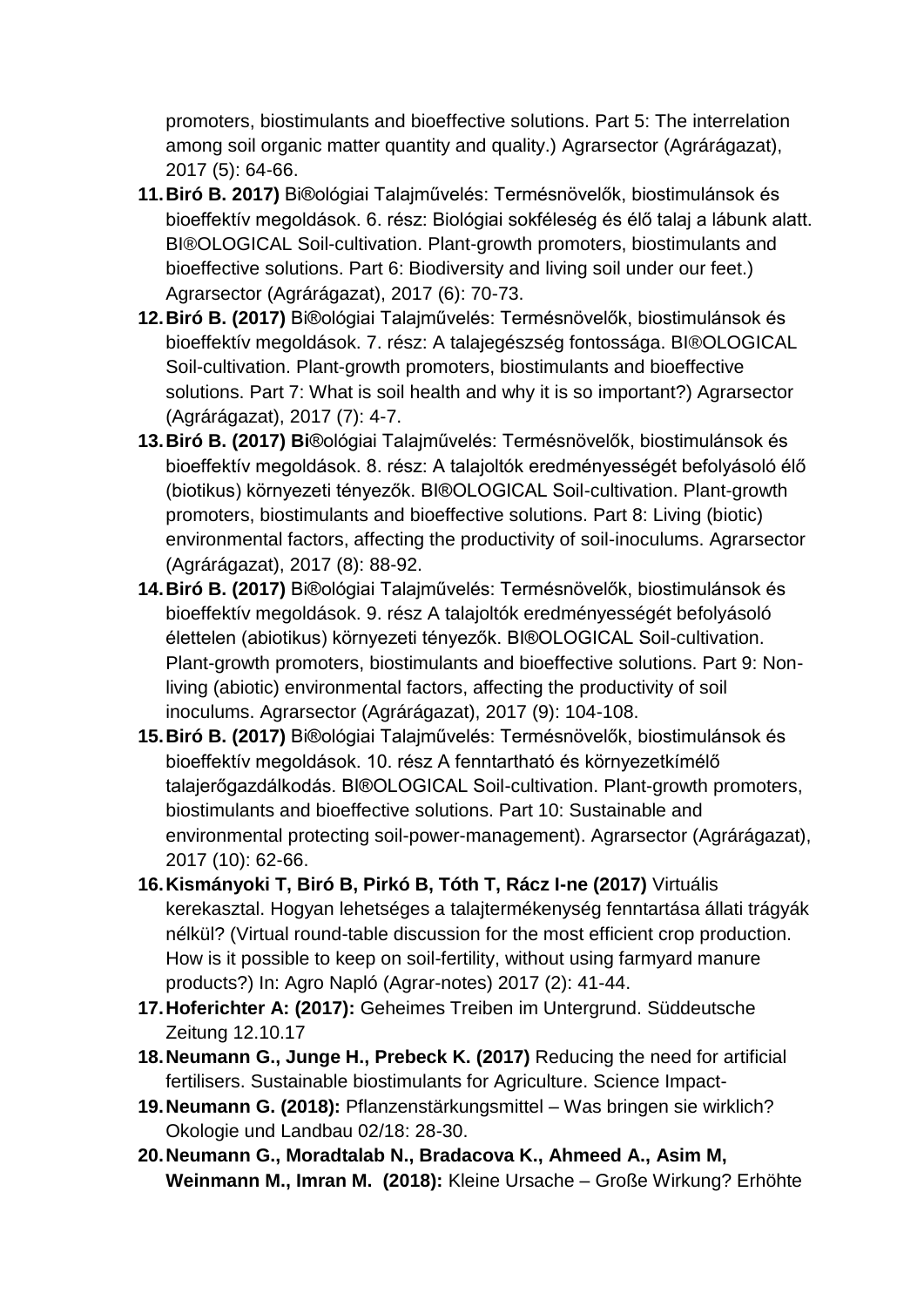promoters, biostimulants and bioeffective solutions. Part 5: The interrelation among soil organic matter quantity and quality.) Agrarsector (Agrárágazat), 2017 (5): 64-66.

11. **Biró B. 2017)** Bi®ológiai Talajművelés: Termésnövelők, biostimulánsok és bioeffektív megoldások. 6. rész: Biológiai sokféleség és élő talaj a lábunk alatt. BI®OLOGICAL Soil-cultivation. Plant-growth promoters, biostimulants and bioeffective solutions. Part 6: Biodiversity and living soil under our feet.) Agrarsector (Agrárágazat), 2017 (6): 70-73.
12. **Biró B. (2017)** Bi®ológiai Talajművelés: Termésnövelők, biostimulánsok és bioeffektív megoldások. 7. rész: A talajegészség fontossága. BI®OLOGICAL Soil-cultivation. Plant-growth promoters, biostimulants and bioeffective solutions. Part 7: What is soil health and why it is so important?) Agrarsector (Agrárágazat), 2017 (7): 4-7.
13. **Biró B. (2017) Bi**®ológiai Talajművelés: Termésnövelők, biostimulánsok és bioeffektív megoldások. 8. rész: A talajoltók eredményességét befolyásoló élő (biotikus) környezeti tényezők. BI®OLOGICAL Soil-cultivation. Plant-growth promoters, biostimulants and bioeffective solutions. Part 8: Living (biotic) environmental factors, affecting the productivity of soil-inoculums. Agrarsector (Agrárágazat), 2017 (8): 88-92.
14. **Biró B. (2017)** Bi®ológiai Talajművelés: Termésnövelők, biostimulánsok és bioeffektív megoldások. 9. rész A talajoltók eredményességét befolyásoló élettelen (abiotikus) környezeti tényezők. BI®OLOGICAL Soil-cultivation. Plant-growth promoters, biostimulants and bioeffective solutions. Part 9: Non-living (abiotic) environmental factors, affecting the productivity of soil inoculums. Agrarsector (Agrárágazat), 2017 (9): 104-108.
15. **Biró B. (2017)** Bi®ológiai Talajművelés: Termésnövelők, biostimulánsok és bioeffektív megoldások. 10. rész A fenntartható és környezetkímélő talajerőgazdálkodás. BI®OLOGICAL Soil-cultivation. Plant-growth promoters, biostimulants and bioeffective solutions. Part 10: Sustainable and environmental protecting soil-power-management). Agrarsector (Agrárágazat), 2017 (10): 62-66.
16. **Kismányoki T, Biró B, Pirkó B, Tóth T, Rácz I-ne (2017)** Virtuális kerekasztal. Hogyan lehetséges a talajtermékenység fenntartása állati trágyák nélkül? (Virtual round-table discussion for the most efficient crop production. How is it possible to keep on soil-fertility, without using farmyard manure products?) In: Agro Napló (Agrar-notes) 2017 (2): 41-44.
17. **Hoferichter A: (2017):** Geheimes Treiben im Untergrund. Süddeutsche Zeitung 12.10.17
18. **Neumann G., Junge H., Prebeck K. (2017)** Reducing the need for artificial fertilisers. Sustainable biostimulants for Agriculture. Science Impact-
19. **Neumann G. (2018):** Pflanzenstärkungsmittel – Was bringen sie wirklich? Okologie und Landbau 02/18: 28-30.
20. **Neumann G., Moradtalab N., Bradacova K., Ahmeed A., Asim M, Weinmann M., Imran M. (2018):** Kleine Ursache – Große Wirkung? Erhöhte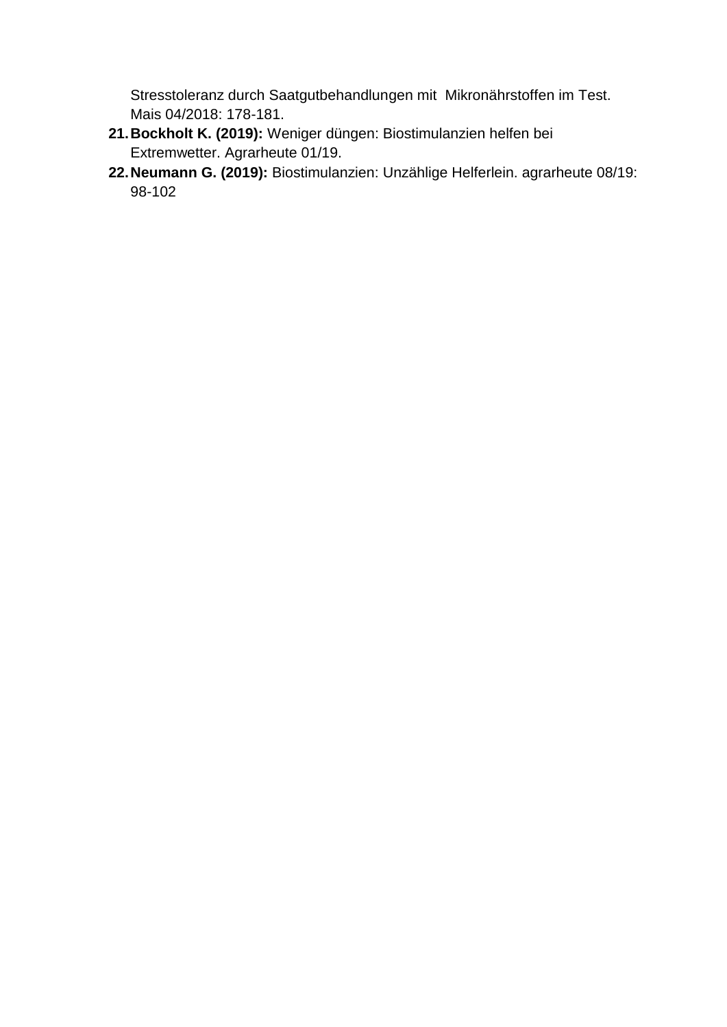Stresstoleranz durch Saatgutbehandlungen mit Mikronährstoffen im Test. Mais 04/2018: 178-181.

21. **Bockholt K. (2019):** Weniger düngen: Biostimulanzien helfen bei Extremwetter. Agrarheute 01/19.
22. **Neumann G. (2019):** Biostimulanzien: Unzählige Helferlein. agrarheute 08/19: 98-102